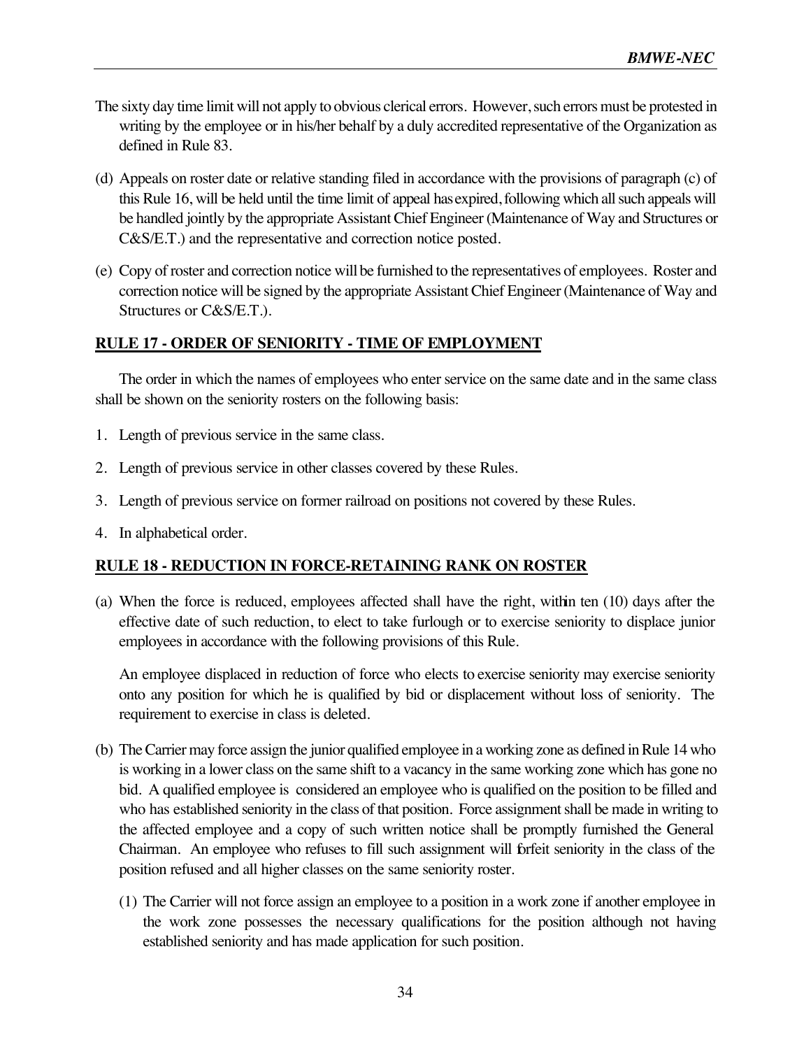The sixty day time limit will not apply to obvious clerical errors. However, such errors must be protested in writing by the employee or in his/her behalf by a duly accredited representative of the Organization as defined in Rule 83.

(d) Appeals on roster date or relative standing filed in accordance with the provisions of paragraph (c) of this Rule 16, will be held until the time limit of appeal has expired, following which all such appeals will be handled jointly by the appropriate Assistant Chief Engineer (Maintenance of Way and Structures or C&S/E.T.) and the representative and correction notice posted.

(e) Copy of roster and correction notice will be furnished to the representatives of employees. Roster and correction notice will be signed by the appropriate Assistant Chief Engineer (Maintenance of Way and Structures or C&S/E.T.).

## RULE 17 - ORDER OF SENIORITY - TIME OF EMPLOYMENT

The order in which the names of employees who enter service on the same date and in the same class shall be shown on the seniority rosters on the following basis:

1. Length of previous service in the same class.
2. Length of previous service in other classes covered by these Rules.
3. Length of previous service on former railroad on positions not covered by these Rules.
4. In alphabetical order.

## RULE 18 - REDUCTION IN FORCE-RETAINING RANK ON ROSTER

(a) When the force is reduced, employees affected shall have the right, within ten (10) days after the effective date of such reduction, to elect to take furlough or to exercise seniority to displace junior employees in accordance with the following provisions of this Rule.

An employee displaced in reduction of force who elects to exercise seniority may exercise seniority onto any position for which he is qualified by bid or displacement without loss of seniority. The requirement to exercise in class is deleted.

(b) The Carrier may force assign the junior qualified employee in a working zone as defined in Rule 14 who is working in a lower class on the same shift to a vacancy in the same working zone which has gone no bid. A qualified employee is considered an employee who is qualified on the position to be filled and who has established seniority in the class of that position. Force assignment shall be made in writing to the affected employee and a copy of such written notice shall be promptly furnished the General Chairman. An employee who refuses to fill such assignment will forfeit seniority in the class of the position refused and all higher classes on the same seniority roster.

(1) The Carrier will not force assign an employee to a position in a work zone if another employee in the work zone possesses the necessary qualifications for the position although not having established seniority and has made application for such position.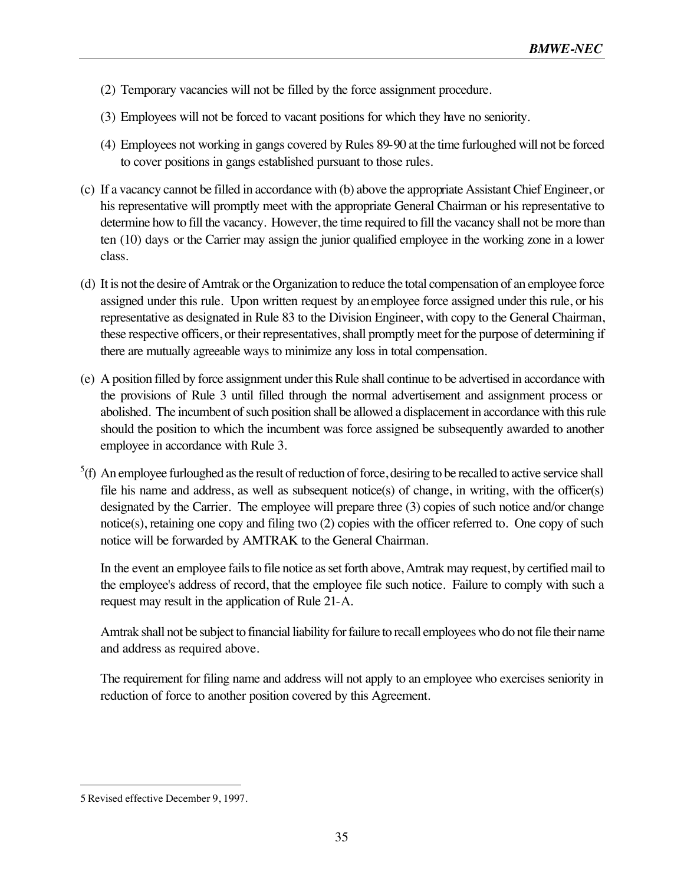(2) Temporary vacancies will not be filled by the force assignment procedure.

(3) Employees will not be forced to vacant positions for which they have no seniority.

(4) Employees not working in gangs covered by Rules 89-90 at the time furloughed will not be forced to cover positions in gangs established pursuant to those rules.

(c) If a vacancy cannot be filled in accordance with (b) above the appropriate Assistant Chief Engineer, or his representative will promptly meet with the appropriate General Chairman or his representative to determine how to fill the vacancy. However, the time required to fill the vacancy shall not be more than ten (10) days or the Carrier may assign the junior qualified employee in the working zone in a lower class.

(d) It is not the desire of Amtrak or the Organization to reduce the total compensation of an employee force assigned under this rule. Upon written request by an employee force assigned under this rule, or his representative as designated in Rule 83 to the Division Engineer, with copy to the General Chairman, these respective officers, or their representatives, shall promptly meet for the purpose of determining if there are mutually agreeable ways to minimize any loss in total compensation.

(e) A position filled by force assignment under this Rule shall continue to be advertised in accordance with the provisions of Rule 3 until filled through the normal advertisement and assignment process or abolished. The incumbent of such position shall be allowed a displacement in accordance with this rule should the position to which the incumbent was force assigned be subsequently awarded to another employee in accordance with Rule 3.

[5](f) An employee furloughed as the result of reduction of force, desiring to be recalled to active service shall file his name and address, as well as subsequent notice(s) of change, in writing, with the officer(s) designated by the Carrier. The employee will prepare three (3) copies of such notice and/or change notice(s), retaining one copy and filing two (2) copies with the officer referred to. One copy of such notice will be forwarded by AMTRAK to the General Chairman.

In the event an employee fails to file notice as set forth above, Amtrak may request, by certified mail to the employee's address of record, that the employee file such notice. Failure to comply with such a request may result in the application of Rule 21-A.

Amtrak shall not be subject to financial liability for failure to recall employees who do not file their name and address as required above.

The requirement for filing name and address will not apply to an employee who exercises seniority in reduction of force to another position covered by this Agreement.

---

5 Revised effective December 9, 1997.